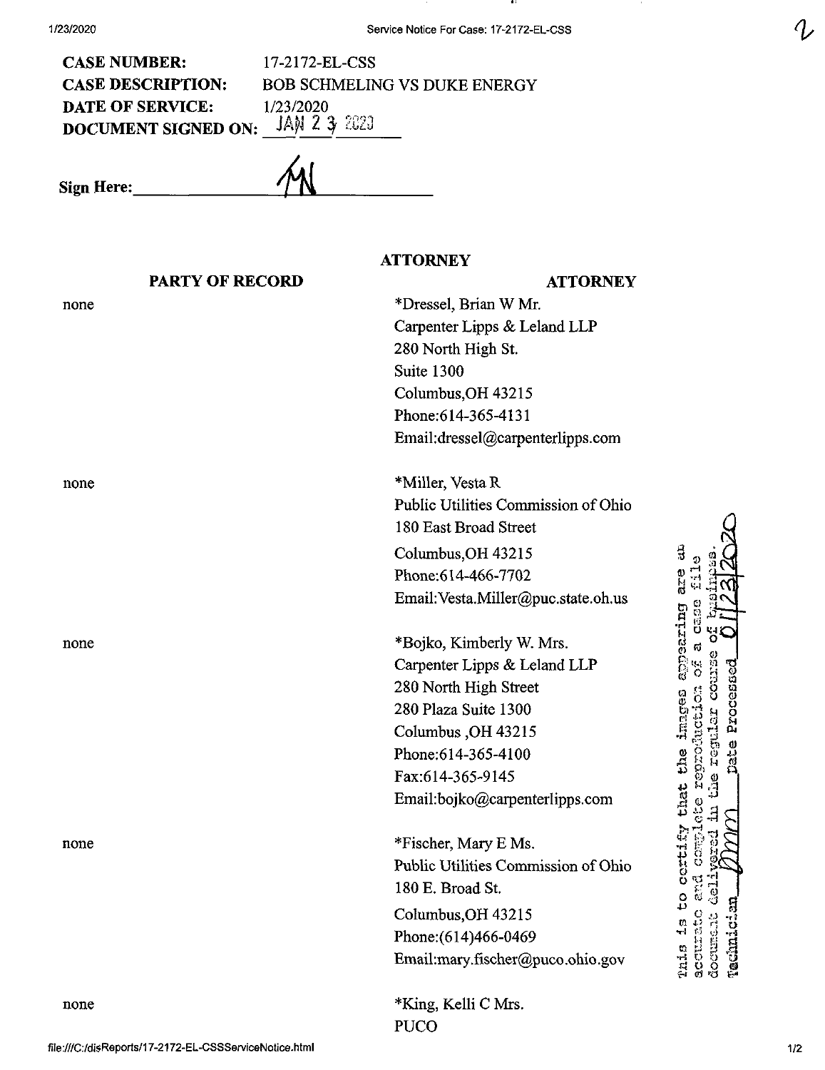**CASE NUMBER:** 17-2172-EL-CSS
**CASE DESCRIPTION:** BOB SCHMELING VS DUKE ENERGY
**DATE OF SERVICE:** 1/23/2020
**DOCUMENT SIGNED ON:** JAN 2 3 2020

**Sign Here:** ________MN________

**ATTORNEY**

| PARTY OF RECORD | ATTORNEY |
| --- | --- |
| none | *Dressel, Brian W Mr.<br>Carpenter Lipps & Leland LLP<br>280 North High St.<br>Suite 1300<br>Columbus,OH 43215<br>Phone:614-365-4131<br>Email:dressel@carpenterlipps.com |
| none | *Miller, Vesta R<br>Public Utilities Commission of Ohio<br>180 East Broad Street<br>Columbus,OH 43215<br>Phone:614-466-7702<br>Email:Vesta.Miller@puc.state.oh.us |
| none | *Bojko, Kimberly W. Mrs.<br>Carpenter Lipps & Leland LLP<br>280 North High Street<br>280 Plaza Suite 1300<br>Columbus ,OH 43215<br>Phone:614-365-4100<br>Fax:614-365-9145<br>Email:bojko@carpenterlipps.com |
| none | *Fischer, Mary E Ms.<br>Public Utilities Commission of Ohio<br>180 E. Broad St.<br>Columbus,OH 43215<br>Phone:(614)466-0469<br>Email:mary.fischer@puco.ohio.gov |
| none | *King, Kelli C Mrs.<br>PUCO |

This is to certify that the images appearing are an accurate and complete reproduction of a case file document delivered in the regular course of business. Technician ____ Date Processed 01/23/2020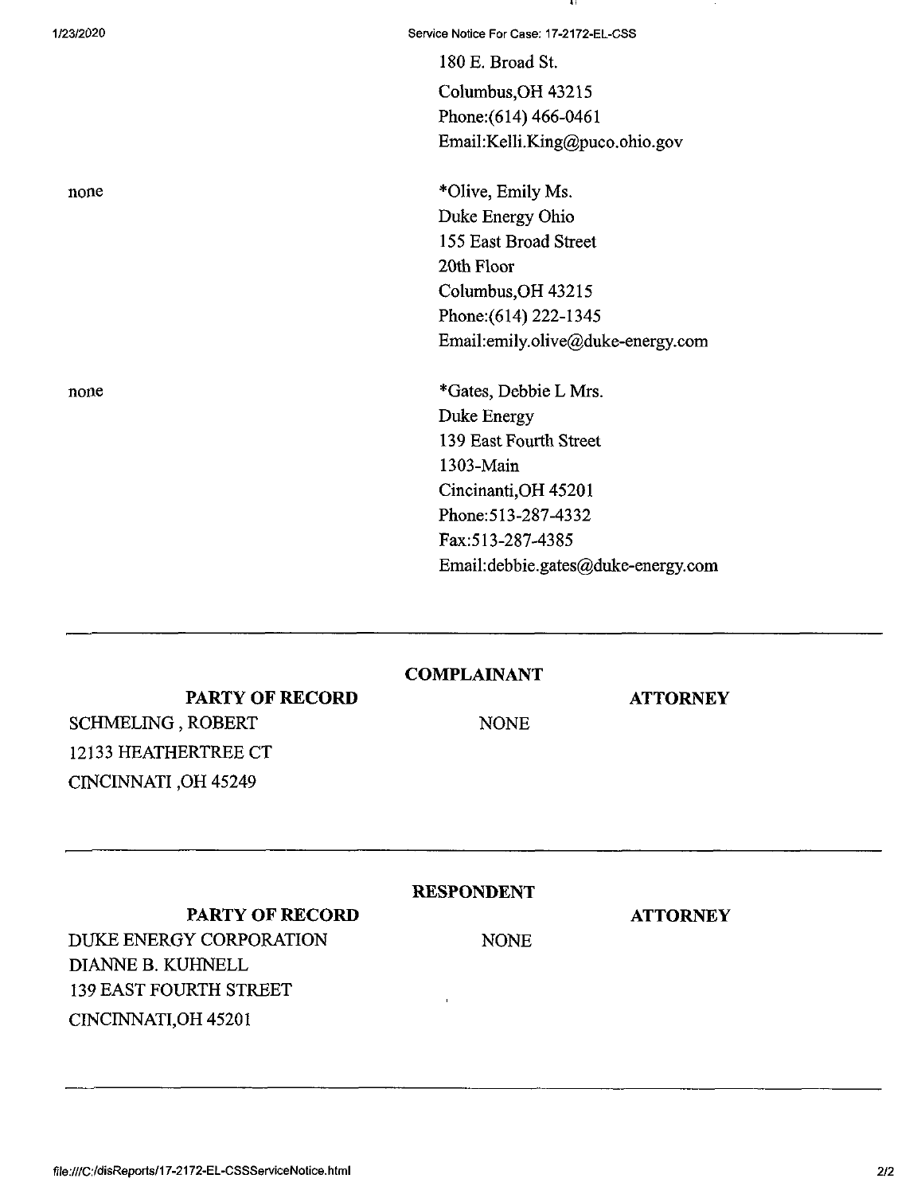| | |
|---|---|
| | 180 E. Broad St.<br>Columbus,OH 43215<br>Phone:(614) 466-0461<br>Email:Kelli.King@puco.ohio.gov |
| none | *Olive, Emily Ms.<br>Duke Energy Ohio<br>155 East Broad Street<br>20th Floor<br>Columbus,OH 43215<br>Phone:(614) 222-1345<br>Email:emily.olive@duke-energy.com |
| none | *Gates, Debbie L Mrs.<br>Duke Energy<br>139 East Fourth Street<br>1303-Main<br>Cincinanti,OH 45201<br>Phone:513-287-4332<br>Fax:513-287-4385<br>Email:debbie.gates@duke-energy.com |

---

**COMPLAINANT**

| PARTY OF RECORD | ATTORNEY |
|---|---|
| SCHMELING , ROBERT<br>12133 HEATHERTREE CT<br>CINCINNATI ,OH 45249 | NONE |

---

**RESPONDENT**

| PARTY OF RECORD | ATTORNEY |
|---|---|
| DUKE ENERGY CORPORATION<br>DIANNE B. KUHNELL<br>139 EAST FOURTH STREET<br>CINCINNATI,OH 45201 | NONE |